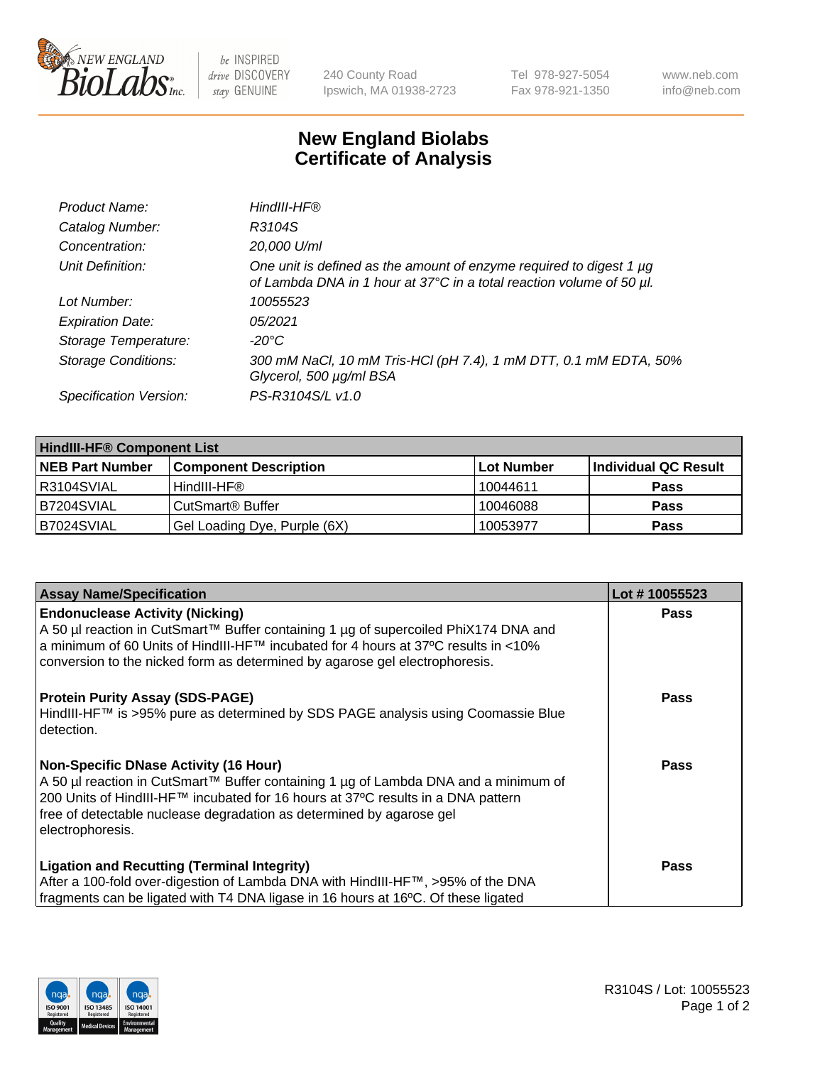# New England Biolabs Certificate of Analysis

| | |
|---|---|
| *Product Name:* | *HindIII-HF®* |
| *Catalog Number:* | *R3104S* |
| *Concentration:* | *20,000 U/ml* |
| *Unit Definition:* | *One unit is defined as the amount of enzyme required to digest 1 µg of Lambda DNA in 1 hour at 37°C in a total reaction volume of 50 µl.* |
| *Lot Number:* | *10055523* |
| *Expiration Date:* | *05/2021* |
| *Storage Temperature:* | *-20°C* |
| *Storage Conditions:* | *300 mM NaCl, 10 mM Tris-HCl (pH 7.4), 1 mM DTT, 0.1 mM EDTA, 50% Glycerol, 500 µg/ml BSA* |
| *Specification Version:* | *PS-R3104S/L v1.0* |

| **HindIII-HF® Component List** | | | |
|---|---|---|---|
| **NEB Part Number** | **Component Description** | **Lot Number** | **Individual QC Result** |
| R3104SVIAL | HindIII-HF® | 10044611 | **Pass** |
| B7204SVIAL | CutSmart® Buffer | 10046088 | **Pass** |
| B7024SVIAL | Gel Loading Dye, Purple (6X) | 10053977 | **Pass** |

| **Assay Name/Specification** | **Lot # 10055523** |
|---|---|
| **Endonuclease Activity (Nicking)** A 50 µl reaction in CutSmart™ Buffer containing 1 µg of supercoiled PhiX174 DNA and a minimum of 60 Units of HindIII-HF™ incubated for 4 hours at 37ºC results in <10% conversion to the nicked form as determined by agarose gel electrophoresis. | **Pass** |
| **Protein Purity Assay (SDS-PAGE)** HindIII-HF™ is >95% pure as determined by SDS PAGE analysis using Coomassie Blue detection. | **Pass** |
| **Non-Specific DNase Activity (16 Hour)** A 50 µl reaction in CutSmart™ Buffer containing 1 µg of Lambda DNA and a minimum of 200 Units of HindIII-HF™ incubated for 16 hours at 37ºC results in a DNA pattern free of detectable nuclease degradation as determined by agarose gel electrophoresis. | **Pass** |
| **Ligation and Recutting (Terminal Integrity)** After a 100-fold over-digestion of Lambda DNA with HindIII-HF™, >95% of the DNA fragments can be ligated with T4 DNA ligase in 16 hours at 16ºC. Of these ligated | **Pass** |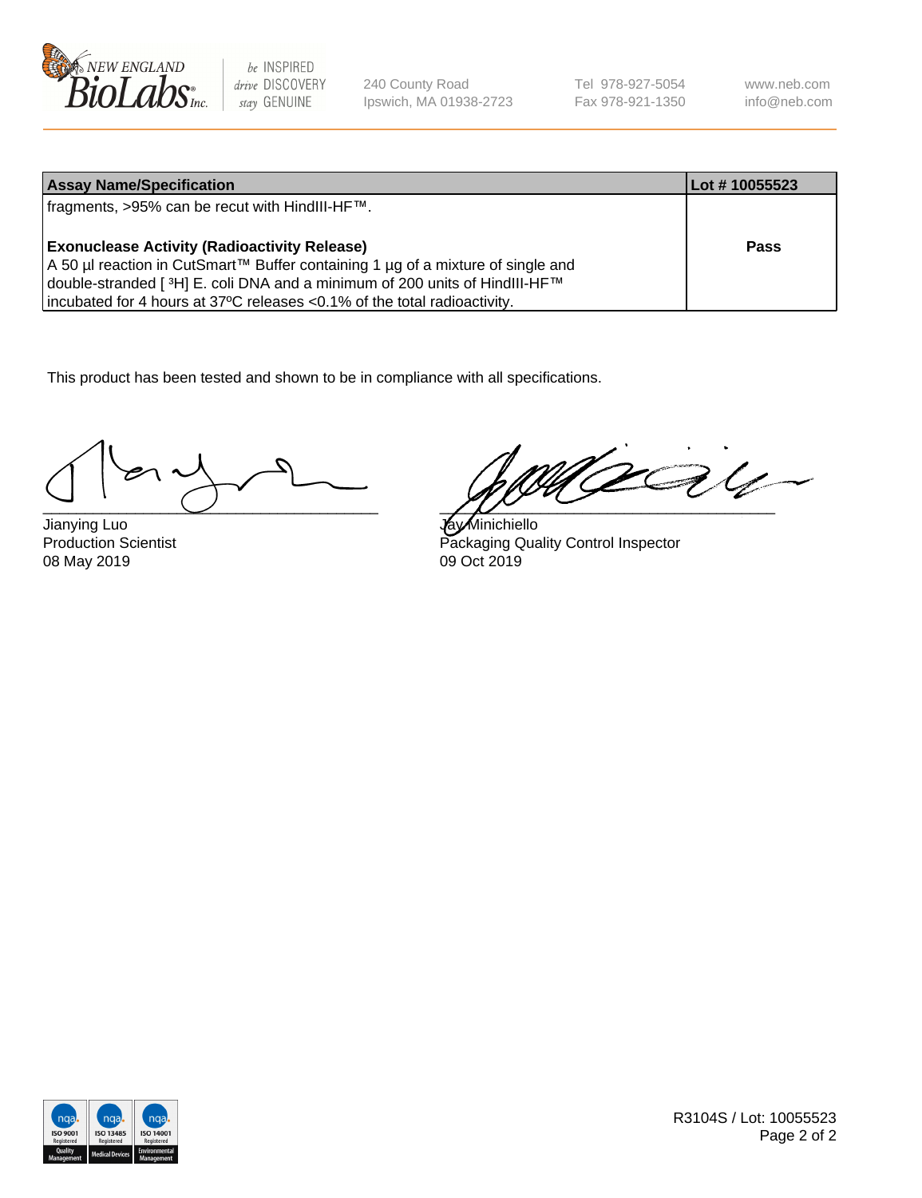| Assay Name/Specification | Lot # 10055523 |
|---|---|
| fragments, >95% can be recut with HindIII-HF™. | |
| **Exonuclease Activity (Radioactivity Release)**<br>A 50 µl reaction in CutSmart™ Buffer containing 1 µg of a mixture of single and double-stranded [ $^3$H] E. coli DNA and a minimum of 200 units of HindIII-HF™ incubated for 4 hours at 37ºC releases <0.1% of the total radioactivity. | **Pass** |

This product has been tested and shown to be in compliance with all specifications.

Jianying Luo
Production Scientist
08 May 2019

Jay Minichiello
Packaging Quality Control Inspector
09 Oct 2019

R3104S / Lot: 10055523